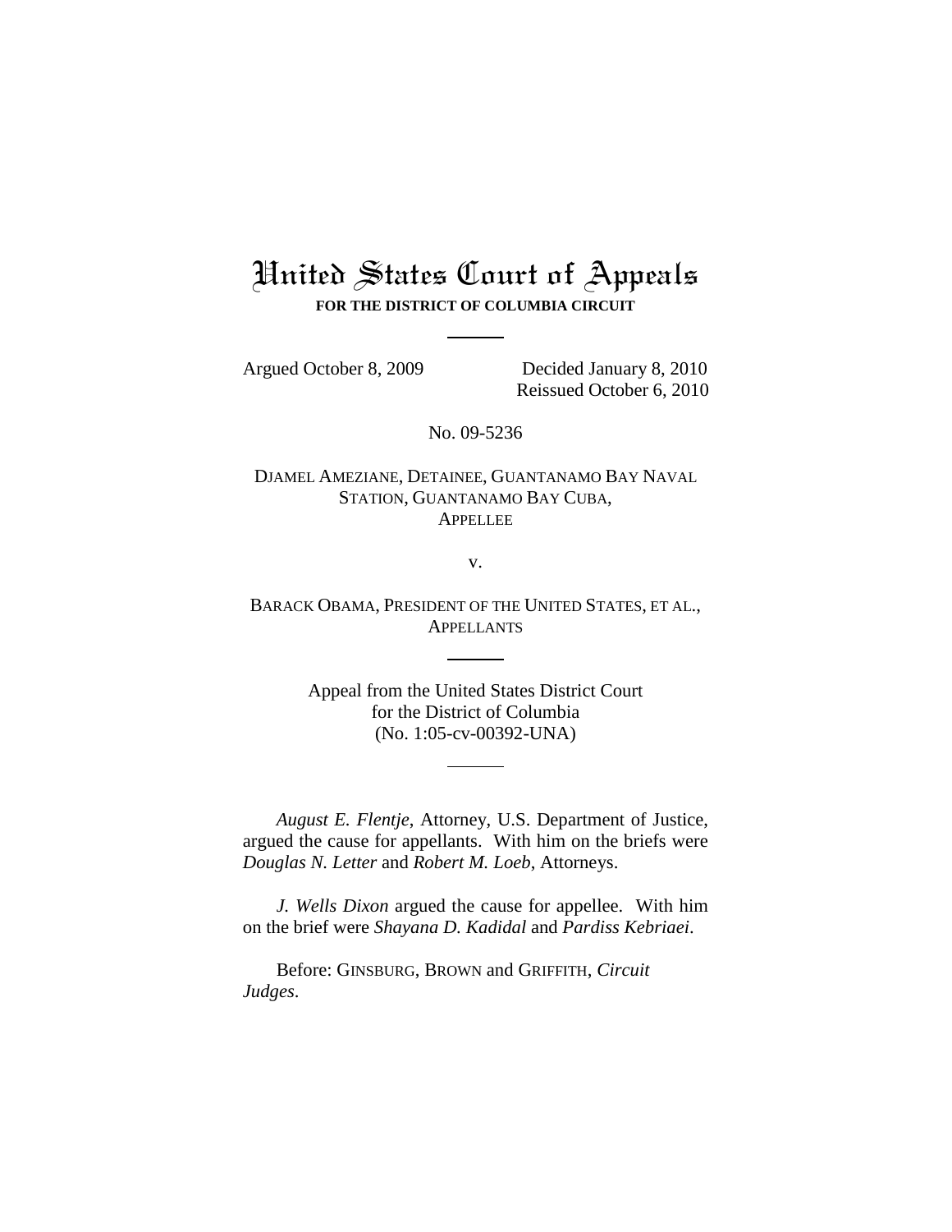# United States Court of Appeals

**FOR THE DISTRICT OF COLUMBIA CIRCUIT**

Argued October 8, 2009

Decided January 8, 2010
Reissued October 6, 2010

No. 09-5236

DJAMEL AMEZIANE, DETAINEE, GUANTANAMO BAY NAVAL STATION, GUANTANAMO BAY CUBA,
APPELLEE

v.

BARACK OBAMA, PRESIDENT OF THE UNITED STATES, ET AL.,
APPELLANTS

Appeal from the United States District Court
for the District of Columbia
(No. 1:05-cv-00392-UNA)

*August E. Flentje*, Attorney, U.S. Department of Justice, argued the cause for appellants. With him on the briefs were *Douglas N. Letter* and *Robert M. Loeb*, Attorneys.

*J. Wells Dixon* argued the cause for appellee. With him on the brief were *Shayana D. Kadidal* and *Pardiss Kebriaei*.

Before: GINSBURG, BROWN and GRIFFITH, *Circuit Judges*.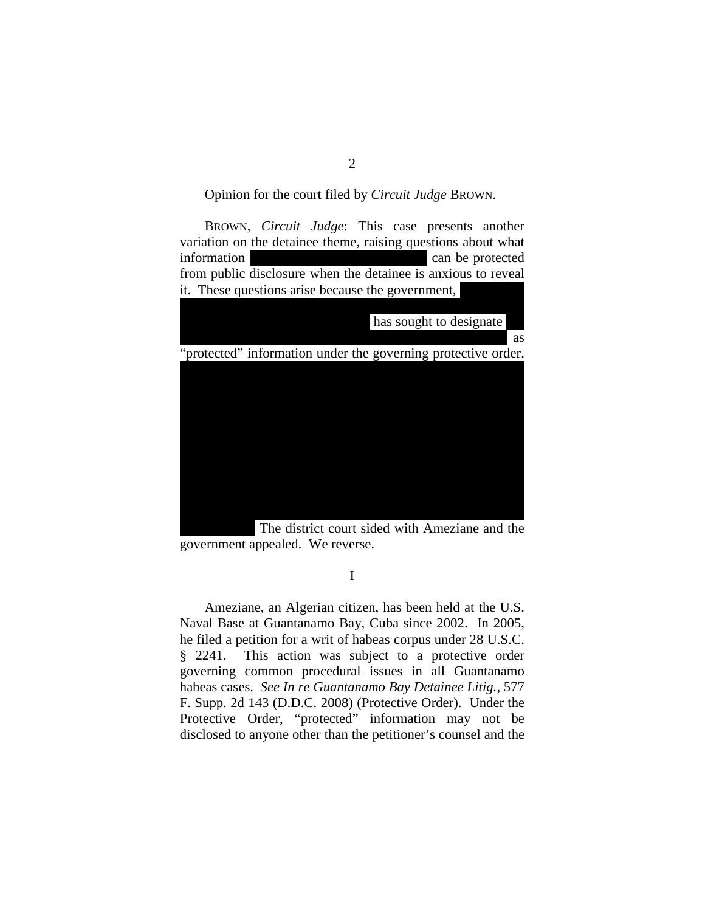Opinion for the court filed by *Circuit Judge* BROWN.

BROWN, *Circuit Judge*: This case presents another variation on the detainee theme, raising questions about what information can be protected from public disclosure when the detainee is anxious to reveal it. These questions arise because the government, has sought to designate as "protected" information under the governing protective order. The district court sided with Ameziane and the government appealed. We reverse.

I

Ameziane, an Algerian citizen, has been held at the U.S. Naval Base at Guantanamo Bay, Cuba since 2002. In 2005, he filed a petition for a writ of habeas corpus under 28 U.S.C. § 2241. This action was subject to a protective order governing common procedural issues in all Guantanamo habeas cases. *See In re Guantanamo Bay Detainee Litig.*, 577 F. Supp. 2d 143 (D.D.C. 2008) (Protective Order). Under the Protective Order, "protected" information may not be disclosed to anyone other than the petitioner's counsel and the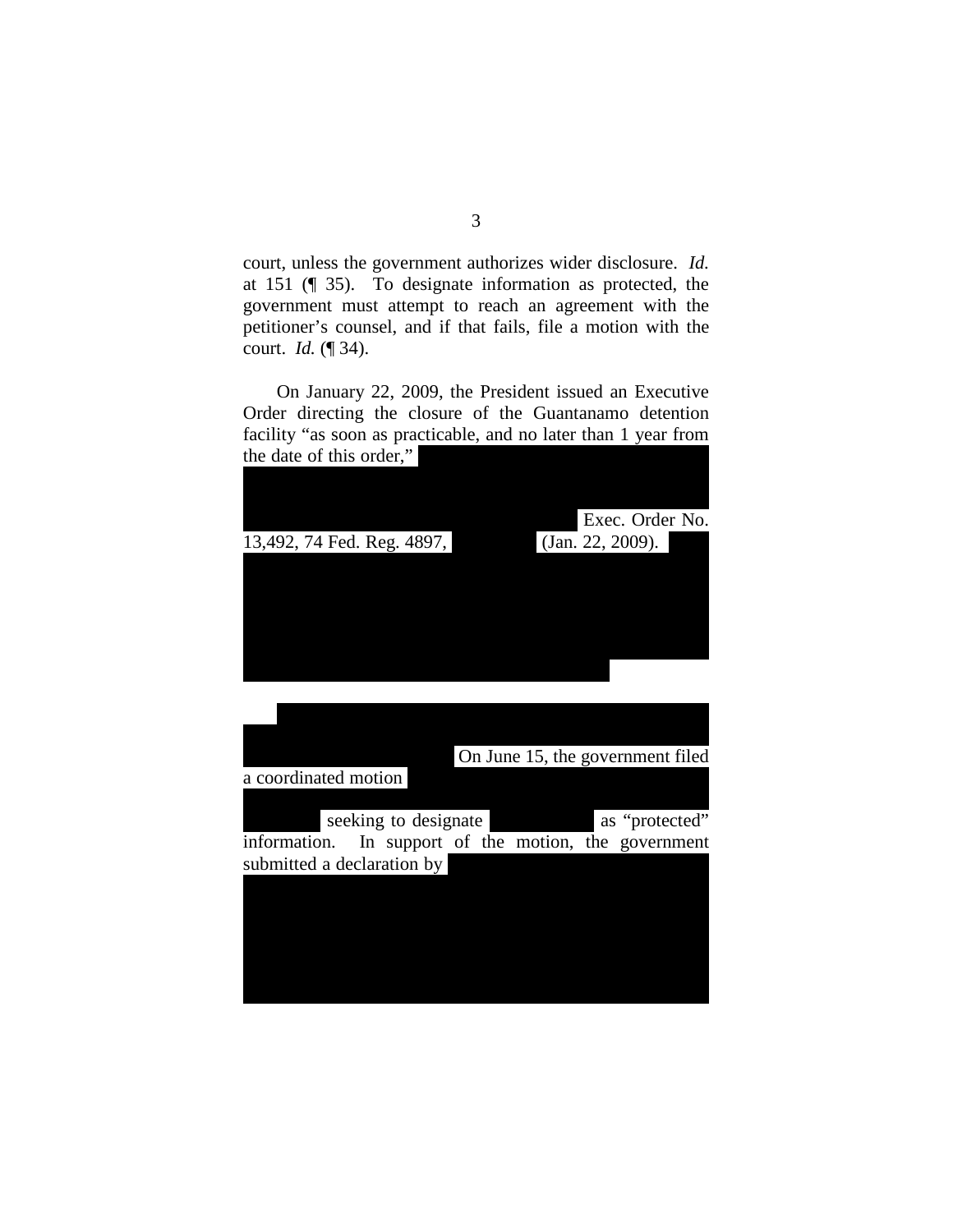court, unless the government authorizes wider disclosure. *Id.* at 151 (¶ 35). To designate information as protected, the government must attempt to reach an agreement with the petitioner's counsel, and if that fails, file a motion with the court. *Id.* (¶ 34).

On January 22, 2009, the President issued an Executive Order directing the closure of the Guantanamo detention facility "as soon as practicable, and no later than 1 year from the date of this order," Exec. Order No. 13,492, 74 Fed. Reg. 4897, (Jan. 22, 2009).

On June 15, the government filed a coordinated motion seeking to designate as "protected" information. In support of the motion, the government submitted a declaration by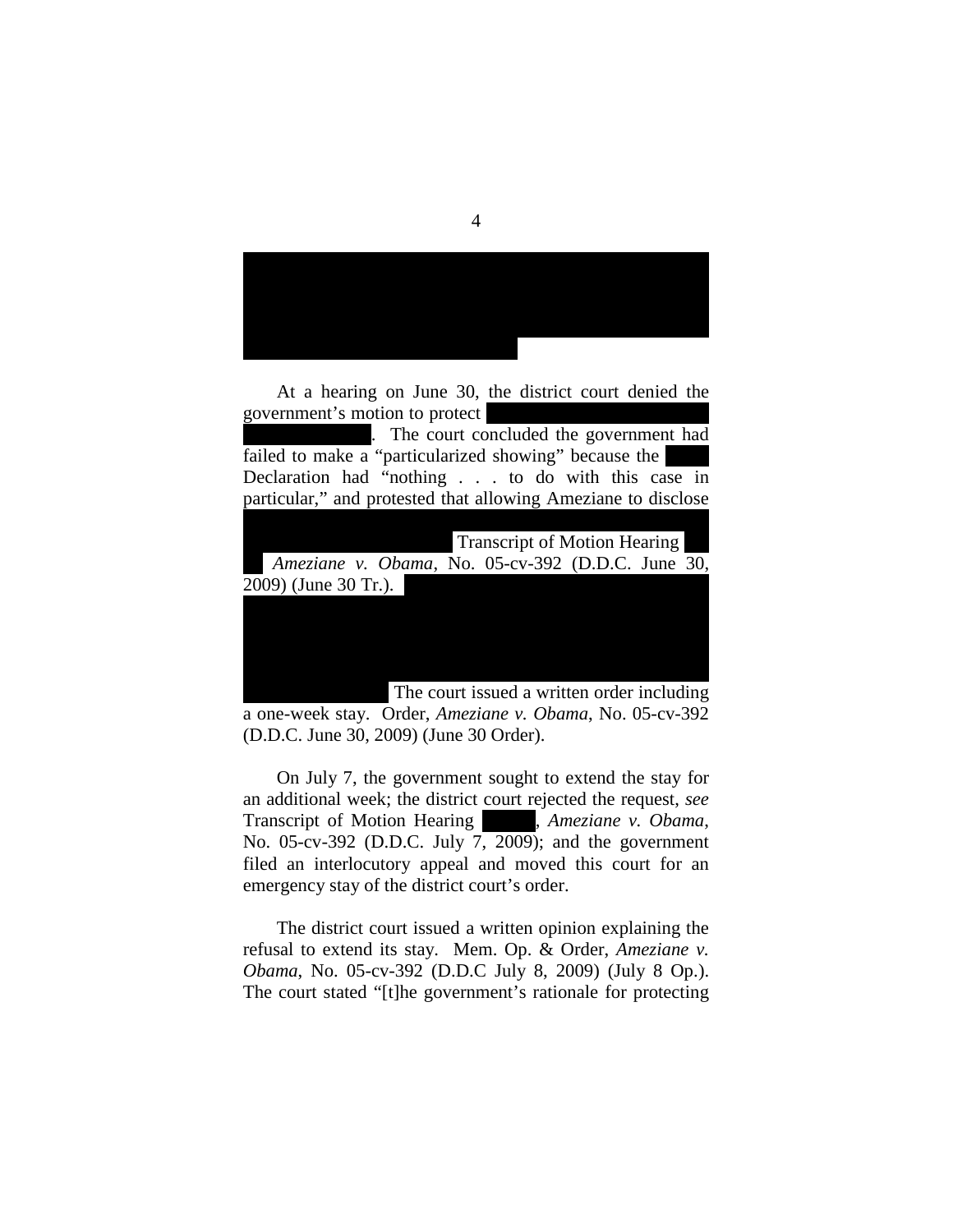At a hearing on June 30, the district court denied the government's motion to protect . The court concluded the government had failed to make a "particularized showing" because the Declaration had "nothing . . . to do with this case in particular," and protested that allowing Ameziane to disclose Transcript of Motion Hearing *Ameziane v. Obama*, No. 05-cv-392 (D.D.C. June 30, 2009) (June 30 Tr.). The court issued a written order including a one-week stay. Order, *Ameziane v. Obama*, No. 05-cv-392 (D.D.C. June 30, 2009) (June 30 Order).

On July 7, the government sought to extend the stay for an additional week; the district court rejected the request, *see* Transcript of Motion Hearing , *Ameziane v. Obama*, No. 05-cv-392 (D.D.C. July 7, 2009); and the government filed an interlocutory appeal and moved this court for an emergency stay of the district court's order.

The district court issued a written opinion explaining the refusal to extend its stay. Mem. Op. & Order, *Ameziane v. Obama*, No. 05-cv-392 (D.D.C July 8, 2009) (July 8 Op.). The court stated "[t]he government's rationale for protecting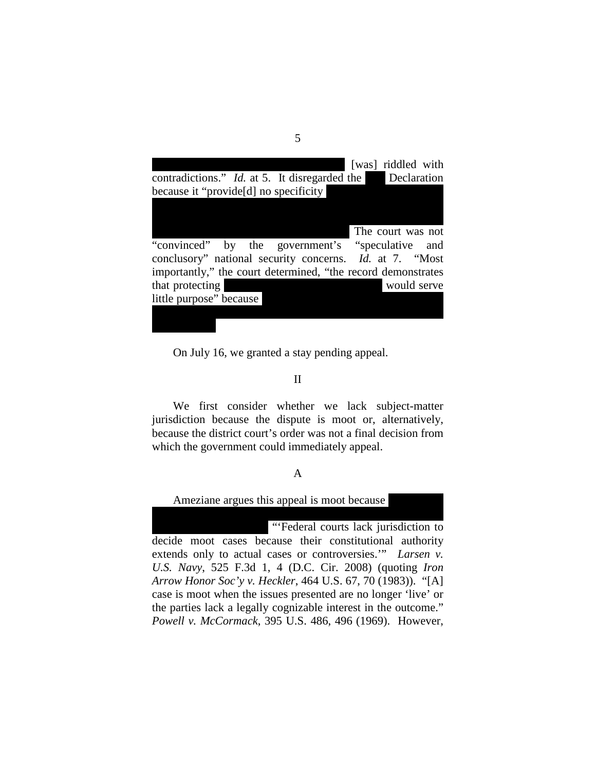[was] riddled with contradictions." *Id.* at 5. It disregarded the Declaration because it "provide[d] no specificity

The court was not "convinced" by the government's "speculative and conclusory" national security concerns. *Id.* at 7. "Most importantly," the court determined, "the record demonstrates that protecting would serve little purpose" because

On July 16, we granted a stay pending appeal.

## II

We first consider whether we lack subject-matter jurisdiction because the dispute is moot or, alternatively, because the district court's order was not a final decision from which the government could immediately appeal.

### A

Ameziane argues this appeal is moot because "'Federal courts lack jurisdiction to decide moot cases because their constitutional authority extends only to actual cases or controversies.'" *Larsen v. U.S. Navy*, 525 F.3d 1, 4 (D.C. Cir. 2008) (quoting *Iron Arrow Honor Soc'y v. Heckler*, 464 U.S. 67, 70 (1983)). "[A] case is moot when the issues presented are no longer 'live' or the parties lack a legally cognizable interest in the outcome." *Powell v. McCormack*, 395 U.S. 486, 496 (1969). However,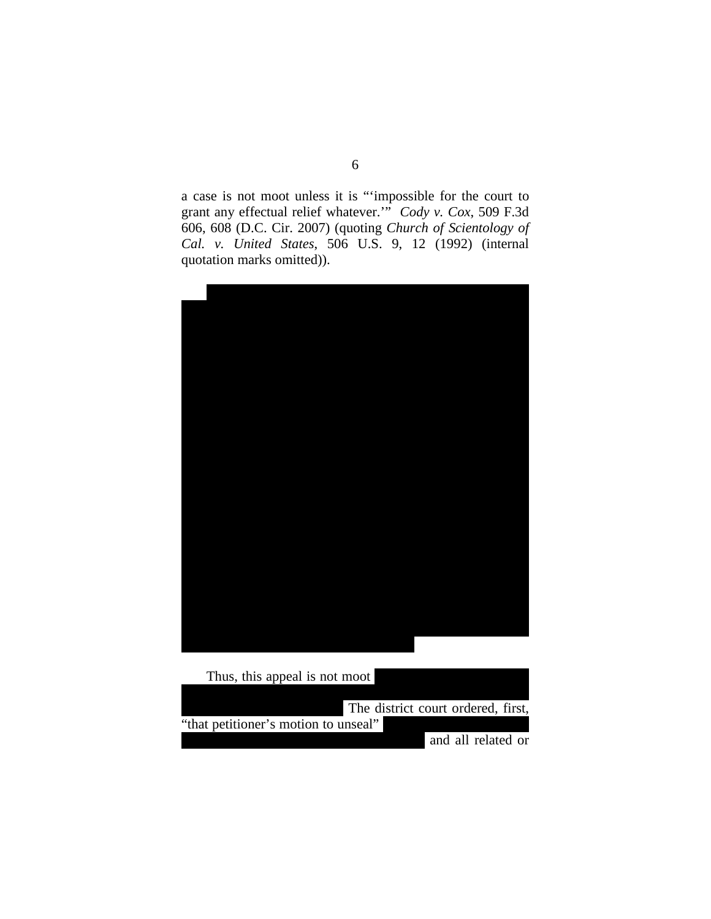a case is not moot unless it is "'impossible for the court to grant any effectual relief whatever.'" *Cody v. Cox*, 509 F.3d 606, 608 (D.C. Cir. 2007) (quoting *Church of Scientology of Cal. v. United States*, 506 U.S. 9, 12 (1992) (internal quotation marks omitted)).

Thus, this appeal is not moot The district court ordered, first, "that petitioner's motion to unseal" and all related or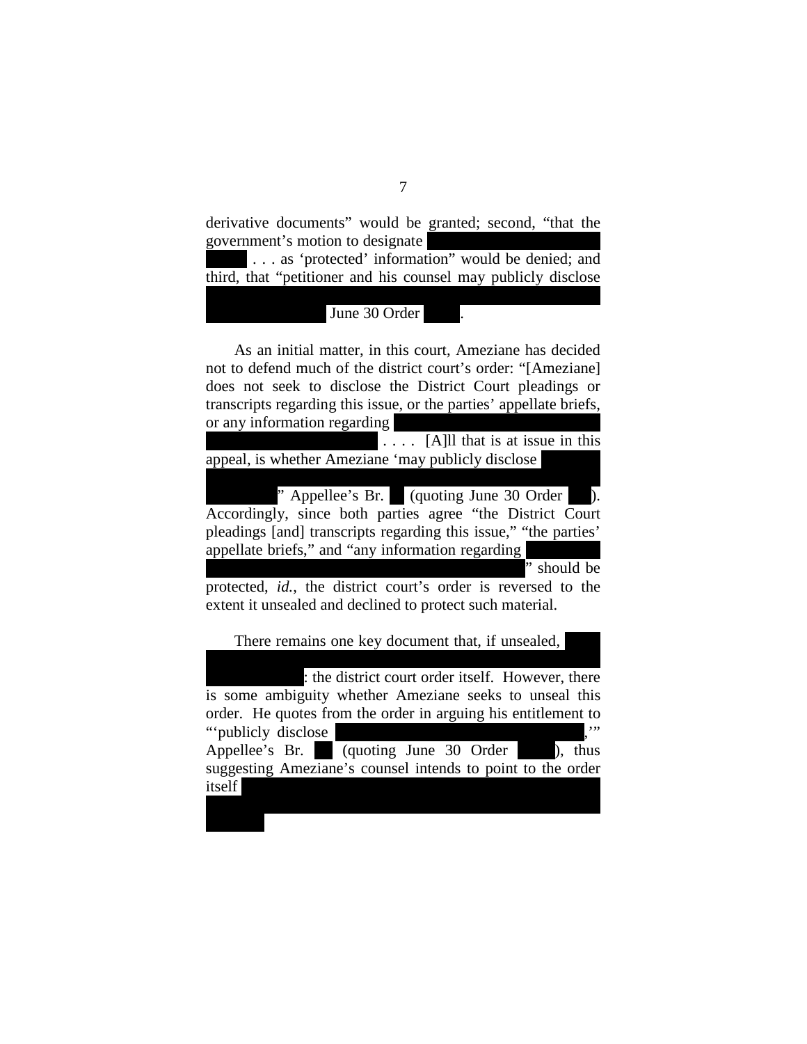derivative documents" would be granted; second, "that the government's motion to designate . . . as 'protected' information" would be denied; and third, "that petitioner and his counsel may publicly disclose June 30 Order .

As an initial matter, in this court, Ameziane has decided not to defend much of the district court's order: "[Ameziane] does not seek to disclose the District Court pleadings or transcripts regarding this issue, or the parties' appellate briefs, or any information regarding . . . . [A]ll that is at issue in this appeal, is whether Ameziane 'may publicly disclose " Appellee's Br. (quoting June 30 Order ). Accordingly, since both parties agree "the District Court pleadings [and] transcripts regarding this issue," "the parties' appellate briefs," and "any information regarding " should be protected, *id.*, the district court's order is reversed to the extent it unsealed and declined to protect such material.

There remains one key document that, if unsealed, : the district court order itself. However, there is some ambiguity whether Ameziane seeks to unseal this order. He quotes from the order in arguing his entitlement to "'publicly disclose ,'" Appellee's Br. (quoting June 30 Order ), thus suggesting Ameziane's counsel intends to point to the order itself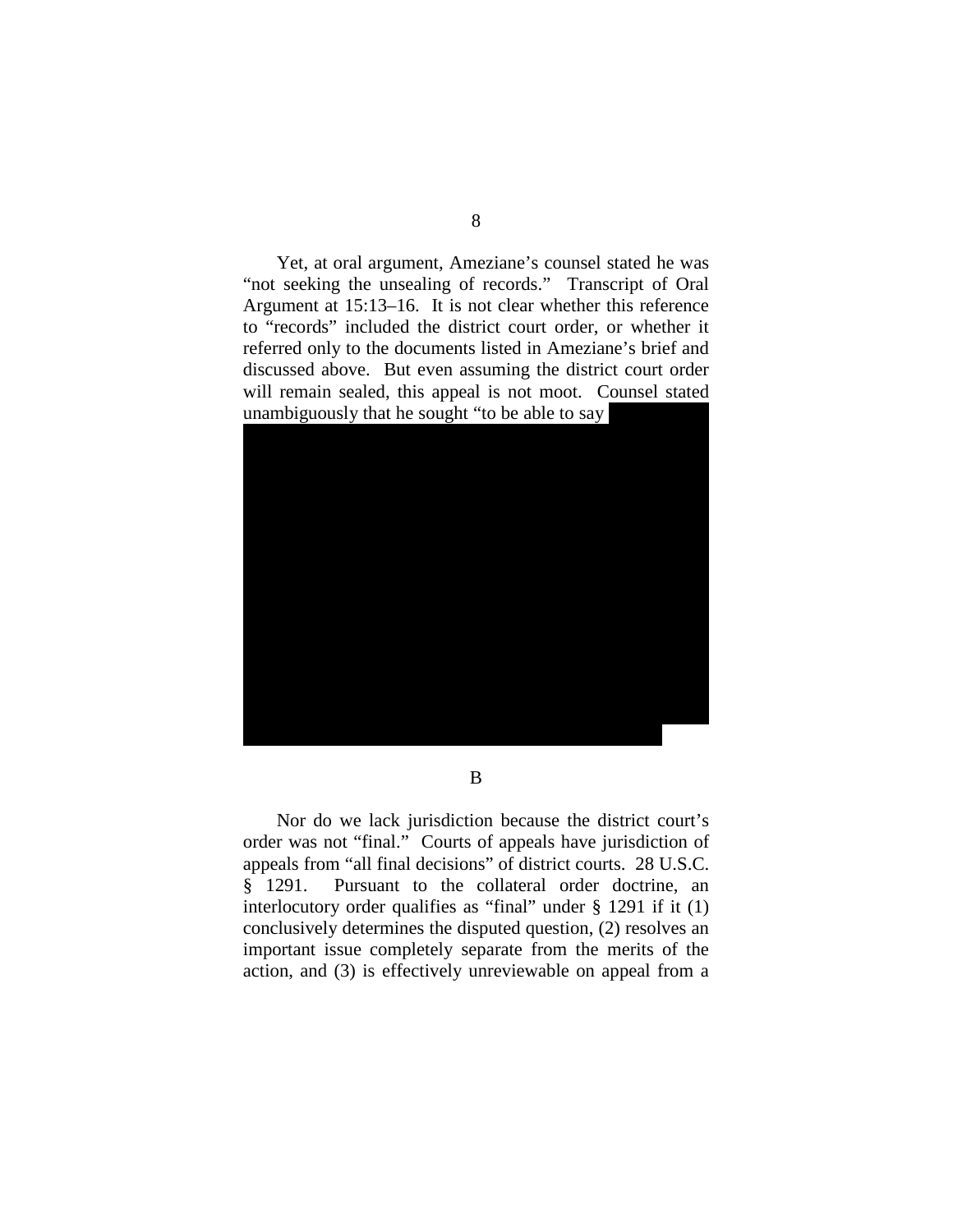Yet, at oral argument, Ameziane's counsel stated he was "not seeking the unsealing of records." Transcript of Oral Argument at 15:13–16. It is not clear whether this reference to "records" included the district court order, or whether it referred only to the documents listed in Ameziane's brief and discussed above. But even assuming the district court order will remain sealed, this appeal is not moot. Counsel stated unambiguously that he sought "to be able to say

B

Nor do we lack jurisdiction because the district court's order was not "final." Courts of appeals have jurisdiction of appeals from "all final decisions" of district courts. 28 U.S.C. § 1291. Pursuant to the collateral order doctrine, an interlocutory order qualifies as "final" under § 1291 if it (1) conclusively determines the disputed question, (2) resolves an important issue completely separate from the merits of the action, and (3) is effectively unreviewable on appeal from a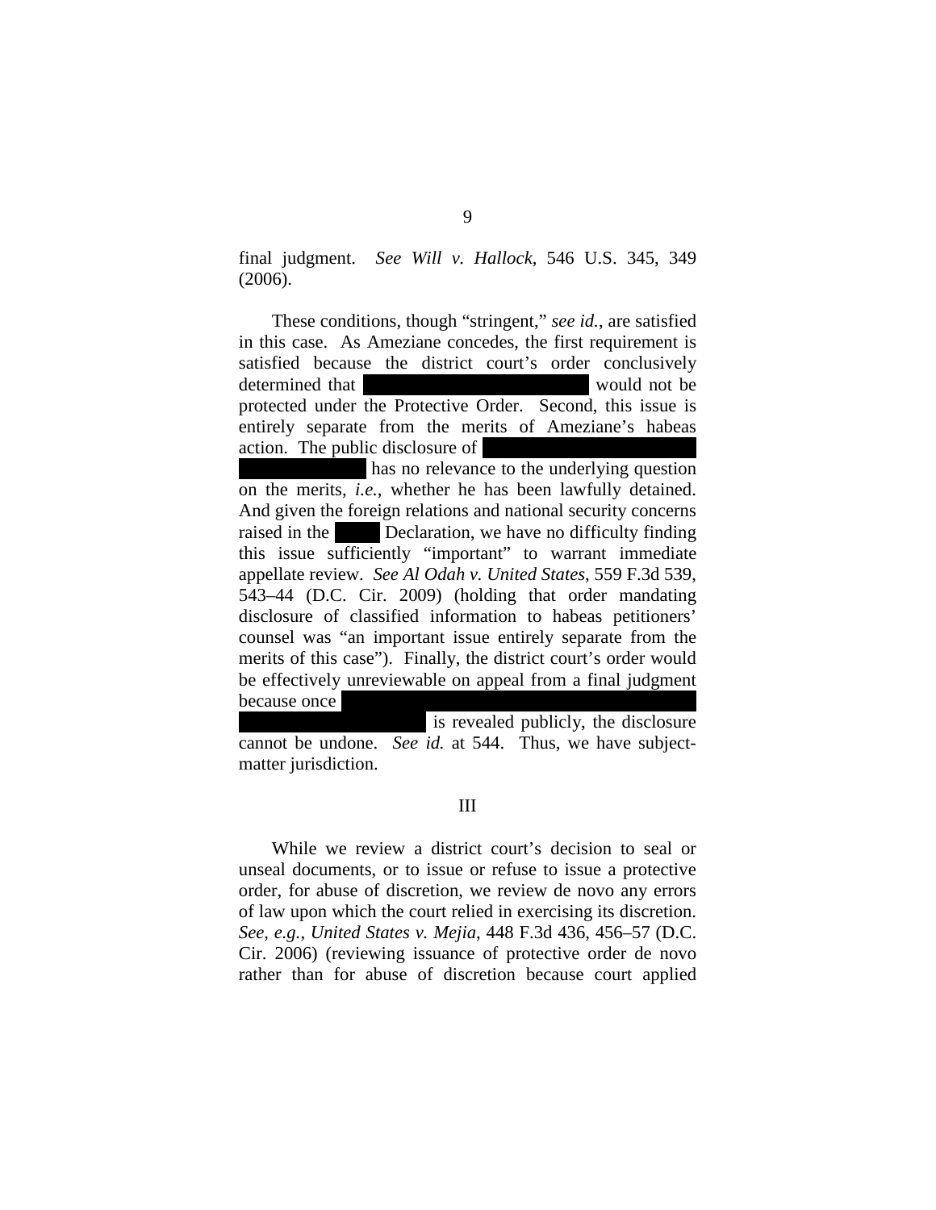final judgment. *See Will v. Hallock*, 546 U.S. 345, 349 (2006).

These conditions, though "stringent," *see id.*, are satisfied in this case. As Ameziane concedes, the first requirement is satisfied because the district court's order conclusively determined that [REDACTED] would not be protected under the Protective Order. Second, this issue is entirely separate from the merits of Ameziane's habeas action. The public disclosure of [REDACTED] has no relevance to the underlying question on the merits, *i.e.*, whether he has been lawfully detained. And given the foreign relations and national security concerns raised in the [REDACTED] Declaration, we have no difficulty finding this issue sufficiently "important" to warrant immediate appellate review. *See Al Odah v. United States*, 559 F.3d 539, 543–44 (D.C. Cir. 2009) (holding that order mandating disclosure of classified information to habeas petitioners' counsel was "an important issue entirely separate from the merits of this case"). Finally, the district court's order would be effectively unreviewable on appeal from a final judgment because once [REDACTED] is revealed publicly, the disclosure cannot be undone. *See id.* at 544. Thus, we have subject-matter jurisdiction.

## III

While we review a district court's decision to seal or unseal documents, or to issue or refuse to issue a protective order, for abuse of discretion, we review de novo any errors of law upon which the court relied in exercising its discretion. *See, e.g.*, *United States v. Mejia*, 448 F.3d 436, 456–57 (D.C. Cir. 2006) (reviewing issuance of protective order de novo rather than for abuse of discretion because court applied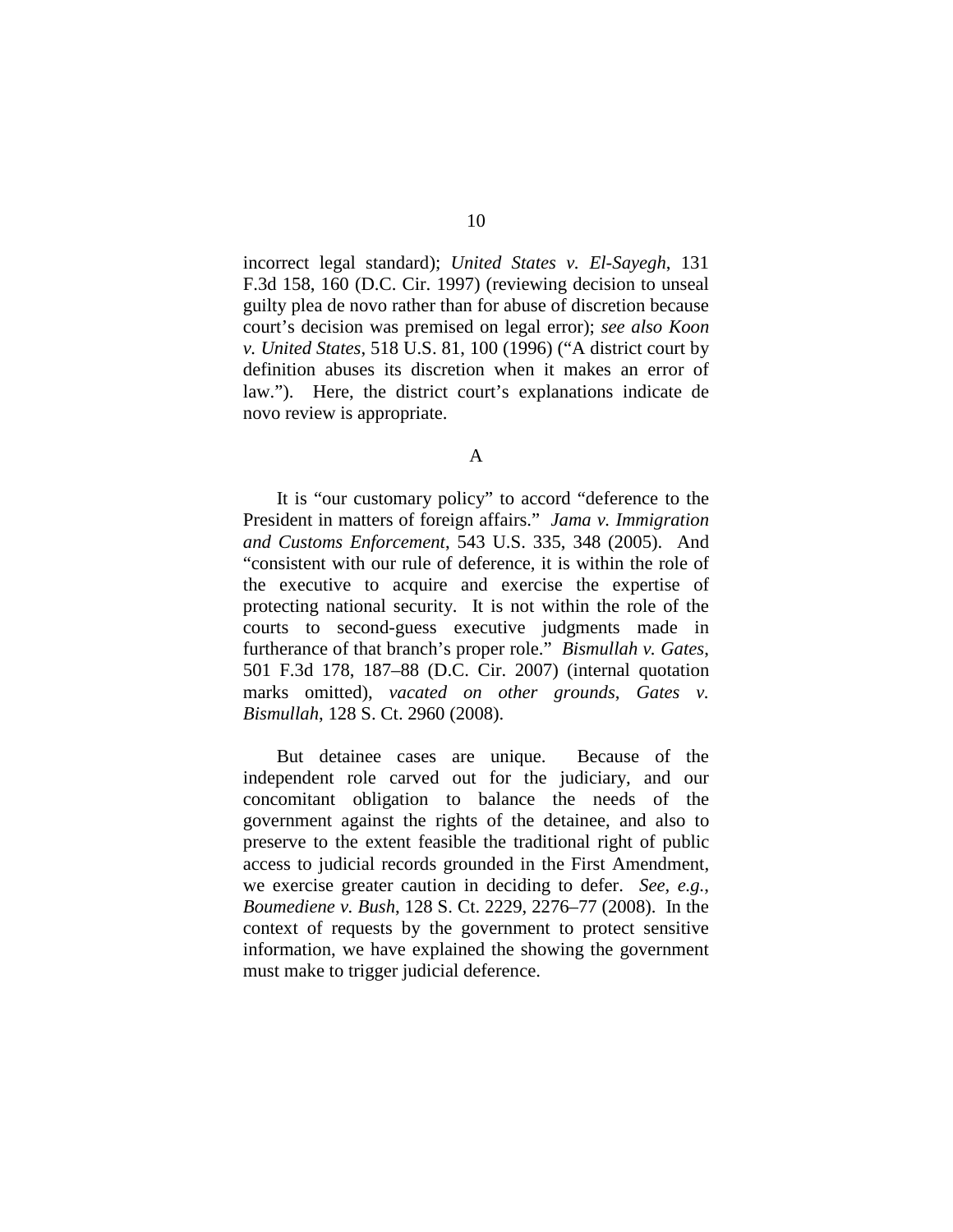incorrect legal standard); *United States v. El-Sayegh*, 131 F.3d 158, 160 (D.C. Cir. 1997) (reviewing decision to unseal guilty plea de novo rather than for abuse of discretion because court's decision was premised on legal error); *see also Koon v. United States*, 518 U.S. 81, 100 (1996) ("A district court by definition abuses its discretion when it makes an error of law."). Here, the district court's explanations indicate de novo review is appropriate.

## A

It is "our customary policy" to accord "deference to the President in matters of foreign affairs." *Jama v. Immigration and Customs Enforcement*, 543 U.S. 335, 348 (2005). And "consistent with our rule of deference, it is within the role of the executive to acquire and exercise the expertise of protecting national security. It is not within the role of the courts to second-guess executive judgments made in furtherance of that branch's proper role." *Bismullah v. Gates*, 501 F.3d 178, 187–88 (D.C. Cir. 2007) (internal quotation marks omitted), *vacated on other grounds*, *Gates v. Bismullah*, 128 S. Ct. 2960 (2008).

But detainee cases are unique. Because of the independent role carved out for the judiciary, and our concomitant obligation to balance the needs of the government against the rights of the detainee, and also to preserve to the extent feasible the traditional right of public access to judicial records grounded in the First Amendment, we exercise greater caution in deciding to defer. *See, e.g.*, *Boumediene v. Bush*, 128 S. Ct. 2229, 2276–77 (2008). In the context of requests by the government to protect sensitive information, we have explained the showing the government must make to trigger judicial deference.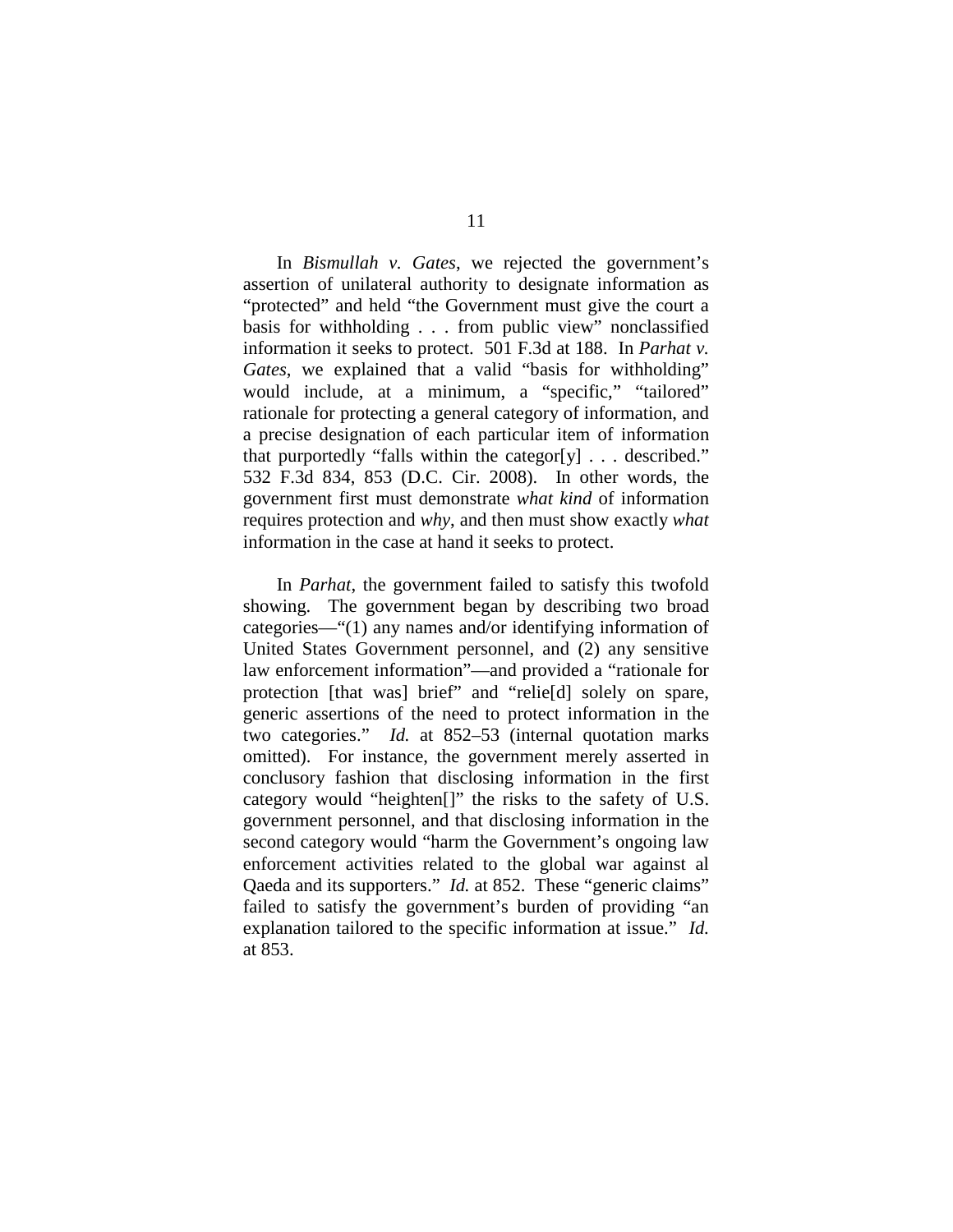In *Bismullah v. Gates*, we rejected the government's assertion of unilateral authority to designate information as "protected" and held "the Government must give the court a basis for withholding . . . from public view" nonclassified information it seeks to protect. 501 F.3d at 188. In *Parhat v. Gates*, we explained that a valid "basis for withholding" would include, at a minimum, a "specific," "tailored" rationale for protecting a general category of information, and a precise designation of each particular item of information that purportedly "falls within the categor[y] . . . described." 532 F.3d 834, 853 (D.C. Cir. 2008). In other words, the government first must demonstrate *what kind* of information requires protection and *why*, and then must show exactly *what* information in the case at hand it seeks to protect.

In *Parhat*, the government failed to satisfy this twofold showing. The government began by describing two broad categories—"(1) any names and/or identifying information of United States Government personnel, and (2) any sensitive law enforcement information"—and provided a "rationale for protection [that was] brief" and "relie[d] solely on spare, generic assertions of the need to protect information in the two categories." *Id.* at 852–53 (internal quotation marks omitted). For instance, the government merely asserted in conclusory fashion that disclosing information in the first category would "heighten[]" the risks to the safety of U.S. government personnel, and that disclosing information in the second category would "harm the Government's ongoing law enforcement activities related to the global war against al Qaeda and its supporters." *Id.* at 852. These "generic claims" failed to satisfy the government's burden of providing "an explanation tailored to the specific information at issue." *Id.* at 853.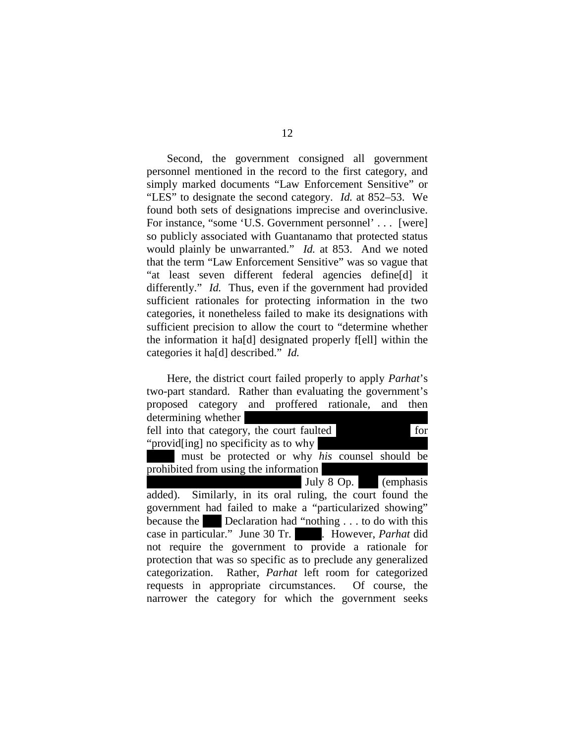Second, the government consigned all government personnel mentioned in the record to the first category, and simply marked documents "Law Enforcement Sensitive" or "LES" to designate the second category. *Id.* at 852–53. We found both sets of designations imprecise and overinclusive. For instance, "some 'U.S. Government personnel' . . . [were] so publicly associated with Guantanamo that protected status would plainly be unwarranted." *Id.* at 853. And we noted that the term "Law Enforcement Sensitive" was so vague that "at least seven different federal agencies define[d] it differently." *Id.* Thus, even if the government had provided sufficient rationales for protecting information in the two categories, it nonetheless failed to make its designations with sufficient precision to allow the court to "determine whether the information it ha[d] designated properly f[ell] within the categories it ha[d] described." *Id.*

Here, the district court failed properly to apply *Parhat*'s two-part standard. Rather than evaluating the government's proposed category and proffered rationale, and then determining whether [REDACTED] fell into that category, the court faulted [REDACTED] for "provid[ing] no specificity as to why [REDACTED] must be protected or why *his* counsel should be prohibited from using the information [REDACTED] July 8 Op. [REDACTED] (emphasis added). Similarly, in its oral ruling, the court found the government had failed to make a "particularized showing" because the [REDACTED] Declaration had "nothing . . . to do with this case in particular." June 30 Tr. [REDACTED]. However, *Parhat* did not require the government to provide a rationale for protection that was so specific as to preclude any generalized categorization. Rather, *Parhat* left room for categorized requests in appropriate circumstances. Of course, the narrower the category for which the government seeks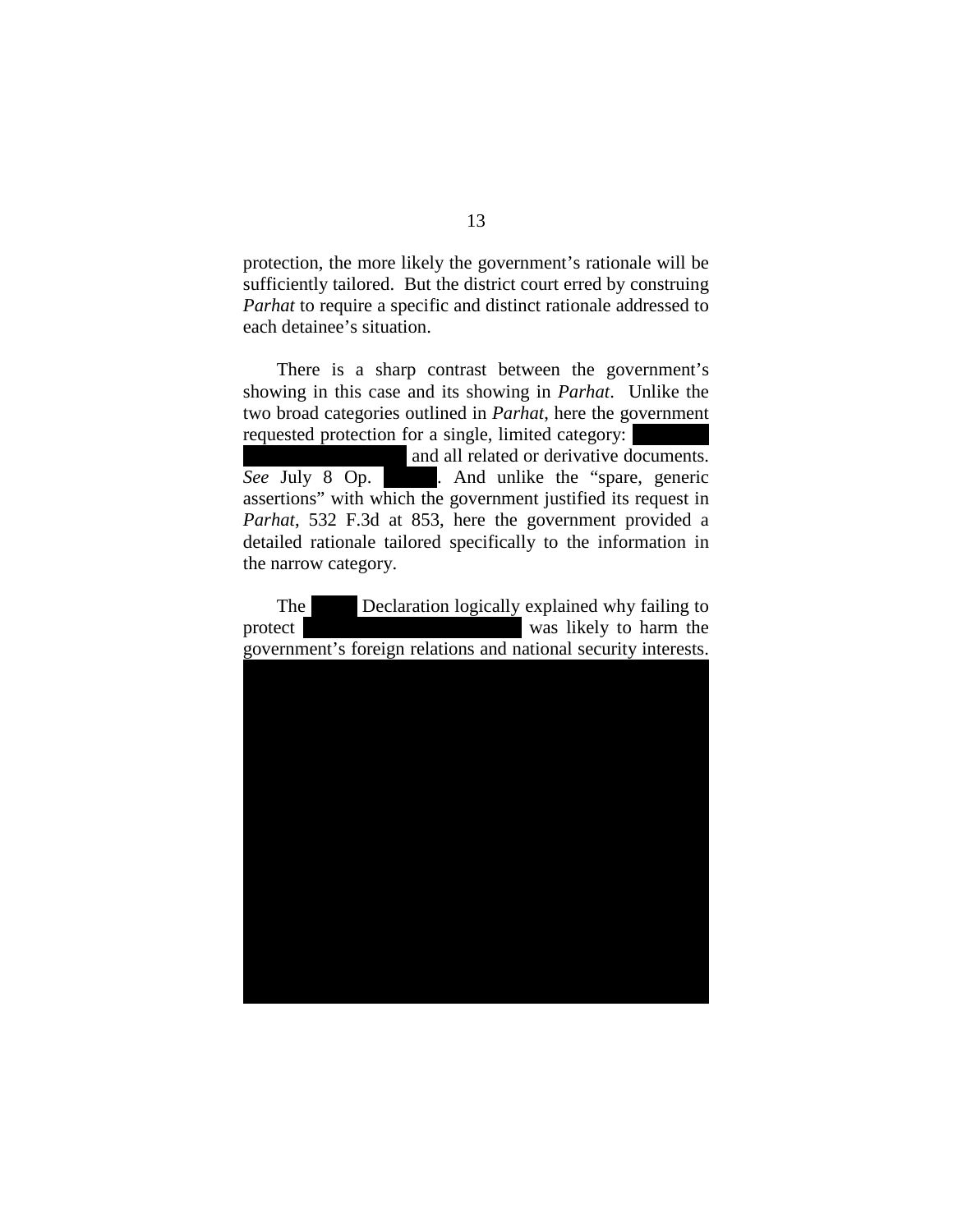protection, the more likely the government's rationale will be sufficiently tailored. But the district court erred by construing *Parhat* to require a specific and distinct rationale addressed to each detainee's situation.

There is a sharp contrast between the government's showing in this case and its showing in *Parhat*. Unlike the two broad categories outlined in *Parhat*, here the government requested protection for a single, limited category: and all related or derivative documents. *See* July 8 Op. . And unlike the "spare, generic assertions" with which the government justified its request in *Parhat*, 532 F.3d at 853, here the government provided a detailed rationale tailored specifically to the information in the narrow category.

The Declaration logically explained why failing to protect was likely to harm the government's foreign relations and national security interests.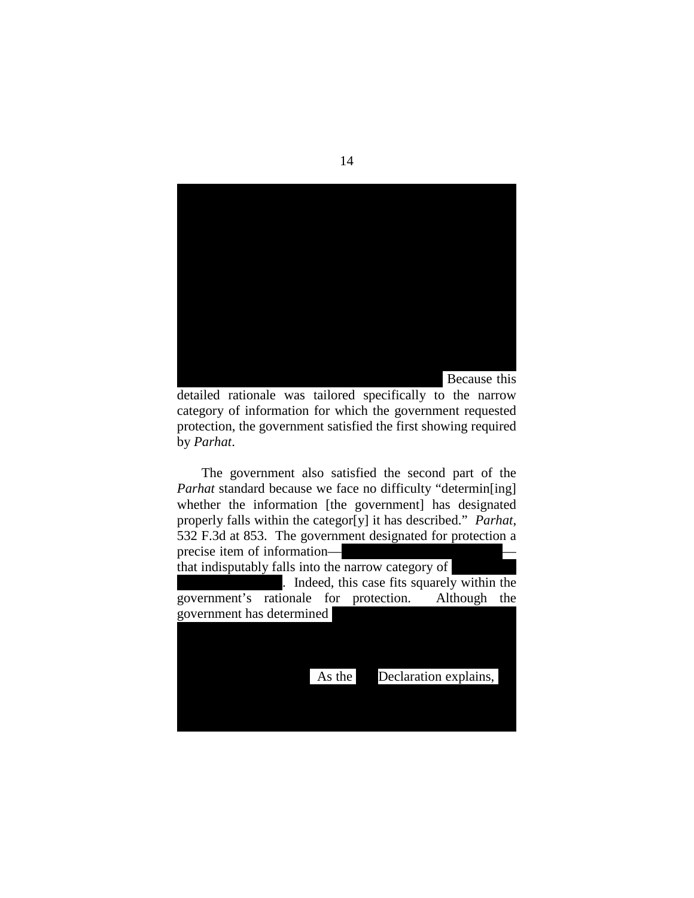Because this detailed rationale was tailored specifically to the narrow category of information for which the government requested protection, the government satisfied the first showing required by *Parhat*.

The government also satisfied the second part of the *Parhat* standard because we face no difficulty "determin[ing] whether the information [the government] has designated properly falls within the categor[y] it has described." *Parhat*, 532 F.3d at 853. The government designated for protection a precise item of information— — that indisputably falls into the narrow category of . Indeed, this case fits squarely within the government's rationale for protection. Although the government has determined

As the Declaration explains,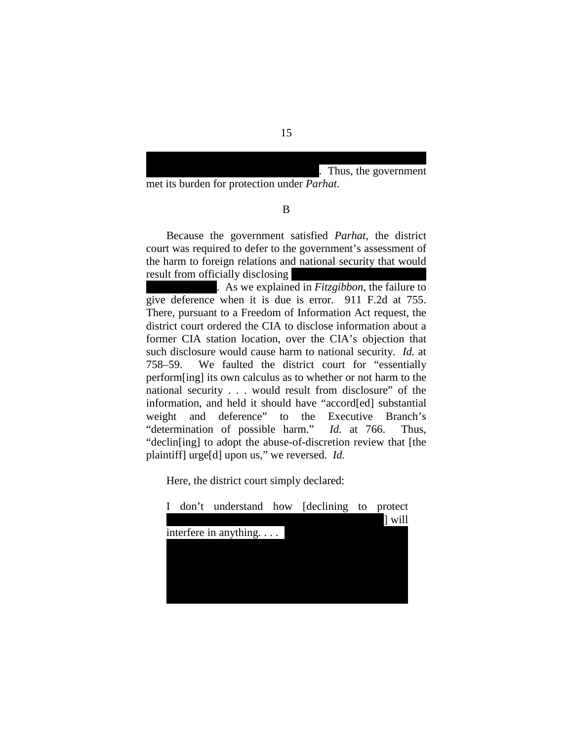. Thus, the government met its burden for protection under *Parhat*.

B

Because the government satisfied *Parhat*, the district court was required to defer to the government's assessment of the harm to foreign relations and national security that would result from officially disclosing . As we explained in *Fitzgibbon*, the failure to give deference when it is due is error. 911 F.2d at 755. There, pursuant to a Freedom of Information Act request, the district court ordered the CIA to disclose information about a former CIA station location, over the CIA's objection that such disclosure would cause harm to national security. *Id.* at 758–59. We faulted the district court for "essentially perform[ing] its own calculus as to whether or not harm to the national security . . . would result from disclosure" of the information, and held it should have "accord[ed] substantial weight and deference" to the Executive Branch's "determination of possible harm." *Id.* at 766. Thus, "declin[ing] to adopt the abuse-of-discretion review that [the plaintiff] urge[d] upon us," we reversed. *Id.*

Here, the district court simply declared:

> I don't understand how [declining to protect ] will interfere in anything. . . .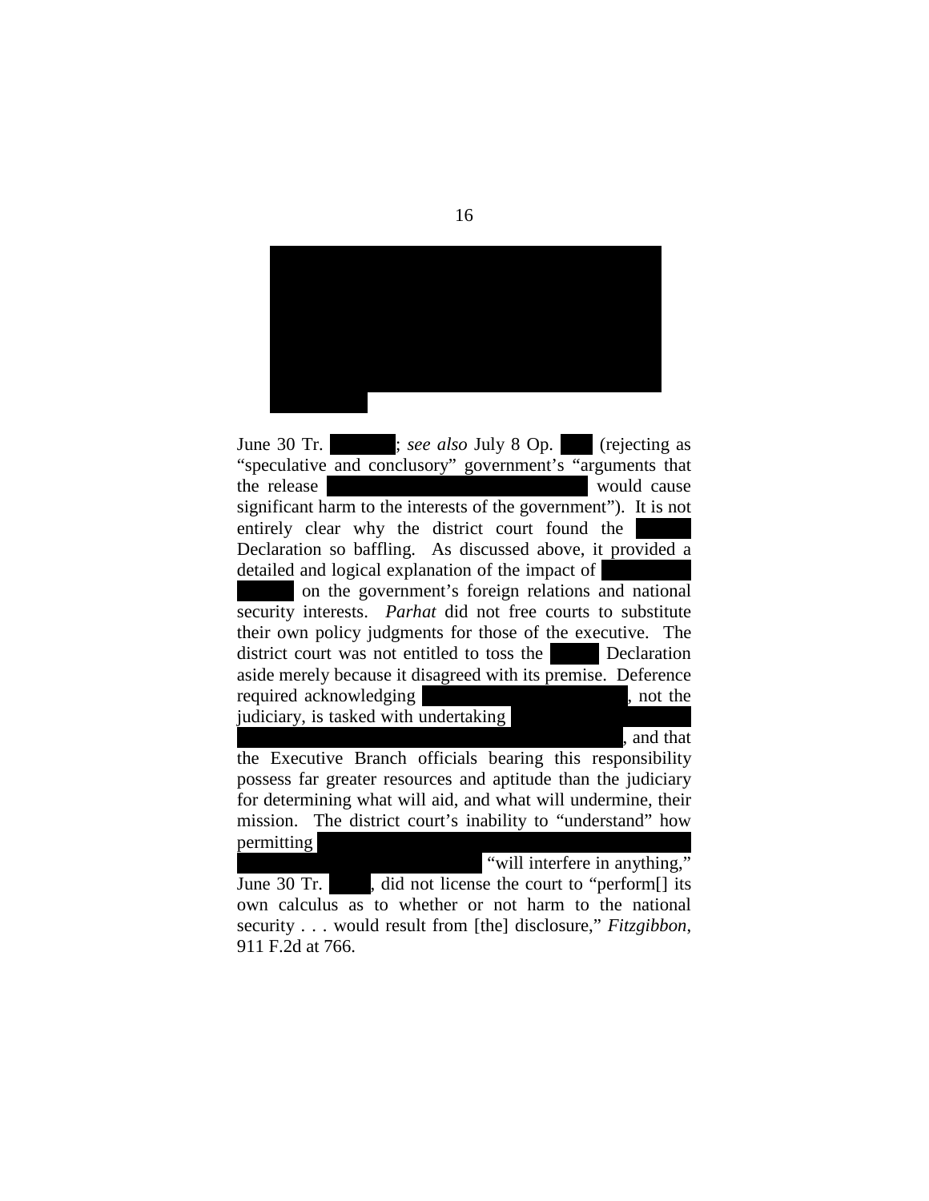June 30 Tr. ; *see also* July 8 Op. (rejecting as "speculative and conclusory" government's "arguments that the release would cause significant harm to the interests of the government"). It is not entirely clear why the district court found the Declaration so baffling. As discussed above, it provided a detailed and logical explanation of the impact of on the government's foreign relations and national security interests. *Parhat* did not free courts to substitute their own policy judgments for those of the executive. The district court was not entitled to toss the Declaration aside merely because it disagreed with its premise. Deference required acknowledging , not the judiciary, is tasked with undertaking , and that the Executive Branch officials bearing this responsibility possess far greater resources and aptitude than the judiciary for determining what will aid, and what will undermine, their mission. The district court's inability to "understand" how permitting "will interfere in anything," June 30 Tr. , did not license the court to "perform[] its own calculus as to whether or not harm to the national security . . . would result from [the] disclosure," *Fitzgibbon*, 911 F.2d at 766.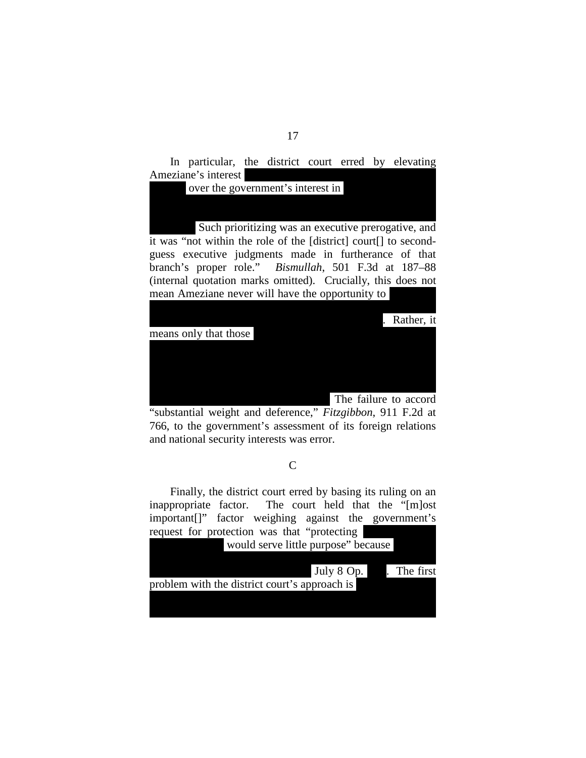In particular, the district court erred by elevating Ameziane's interest over the government's interest in Such prioritizing was an executive prerogative, and it was "not within the role of the [district] court[] to second-guess executive judgments made in furtherance of that branch's proper role." *Bismullah*, 501 F.3d at 187–88 (internal quotation marks omitted). Crucially, this does not mean Ameziane never will have the opportunity to . Rather, it means only that those The failure to accord "substantial weight and deference," *Fitzgibbon*, 911 F.2d at 766, to the government's assessment of its foreign relations and national security interests was error.

C

Finally, the district court erred by basing its ruling on an inappropriate factor. The court held that the "[m]ost important[]" factor weighing against the government's request for protection was that "protecting would serve little purpose" because July 8 Op. . The first problem with the district court's approach is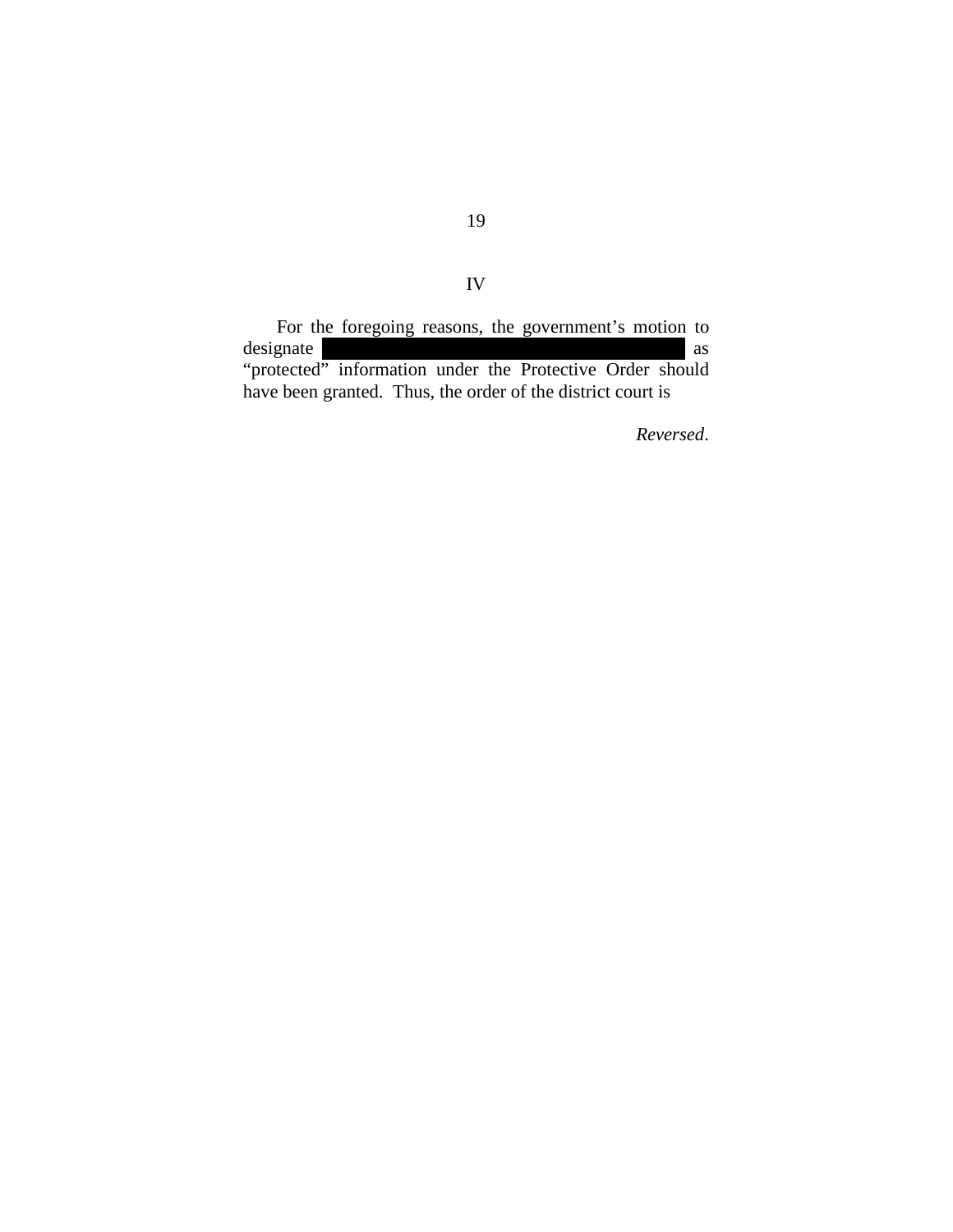## IV

For the foregoing reasons, the government's motion to designate ██████████████████████████████ as "protected" information under the Protective Order should have been granted. Thus, the order of the district court is

*Reversed*.